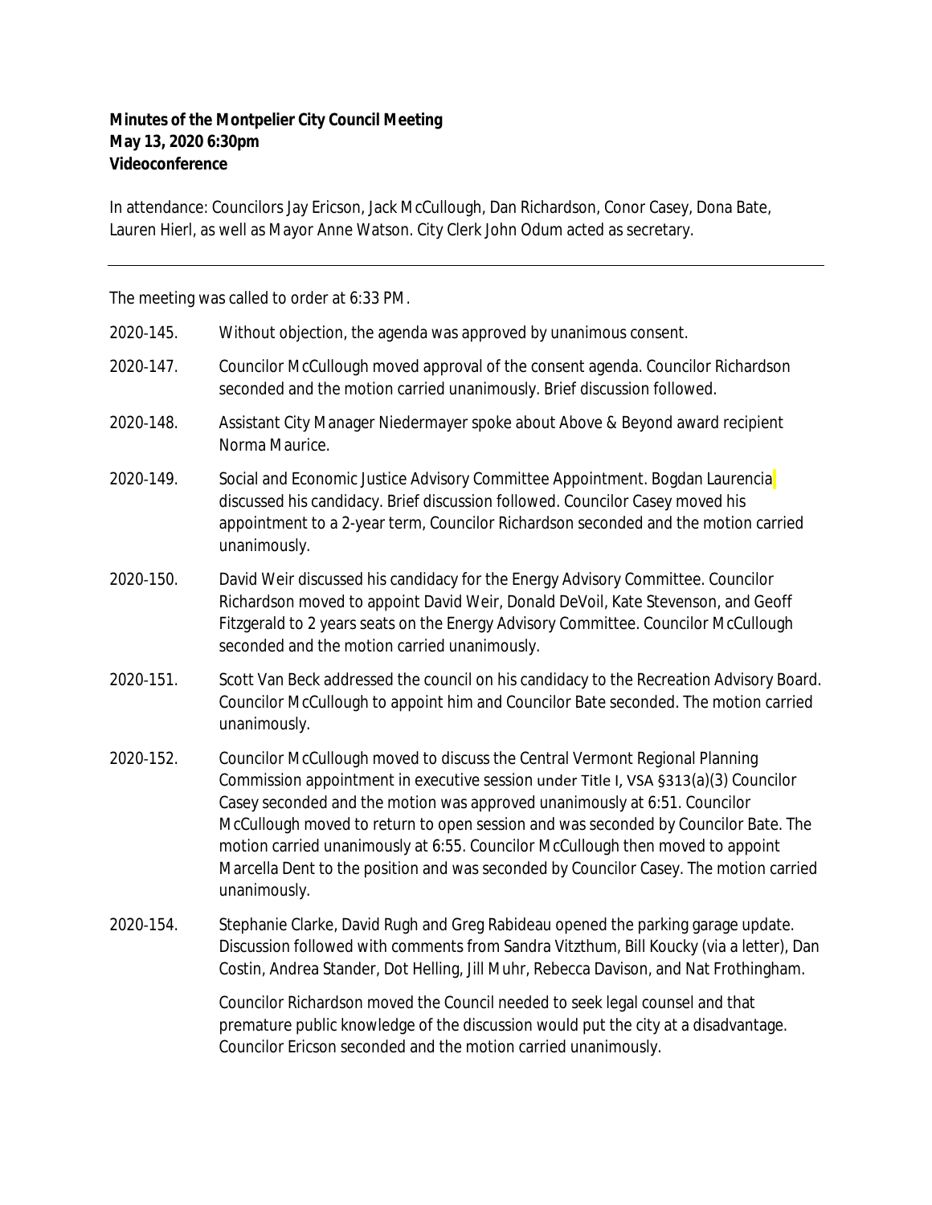**Minutes of the Montpelier City Council Meeting**
**May 13, 2020 6:30pm**
**Videoconference**

In attendance: Councilors Jay Ericson, Jack McCullough, Dan Richardson, Conor Casey, Dona Bate, Lauren Hierl, as well as Mayor Anne Watson. City Clerk John Odum acted as secretary.

---

The meeting was called to order at 6:33 PM.

2020-145. Without objection, the agenda was approved by unanimous consent.

2020-147. Councilor McCullough moved approval of the consent agenda. Councilor Richardson seconded and the motion carried unanimously. Brief discussion followed.

2020-148. Assistant City Manager Niedermayer spoke about Above & Beyond award recipient Norma Maurice.

2020-149. Social and Economic Justice Advisory Committee Appointment. Bogdan Laurencia discussed his candidacy. Brief discussion followed. Councilor Casey moved his appointment to a 2-year term, Councilor Richardson seconded and the motion carried unanimously.

2020-150. David Weir discussed his candidacy for the Energy Advisory Committee. Councilor Richardson moved to appoint David Weir, Donald DeVoil, Kate Stevenson, and Geoff Fitzgerald to 2 years seats on the Energy Advisory Committee. Councilor McCullough seconded and the motion carried unanimously.

2020-151. Scott Van Beck addressed the council on his candidacy to the Recreation Advisory Board. Councilor McCullough to appoint him and Councilor Bate seconded. The motion carried unanimously.

2020-152. Councilor McCullough moved to discuss the Central Vermont Regional Planning Commission appointment in executive session under Title I, VSA §313(a)(3) Councilor Casey seconded and the motion was approved unanimously at 6:51. Councilor McCullough moved to return to open session and was seconded by Councilor Bate. The motion carried unanimously at 6:55. Councilor McCullough then moved to appoint Marcella Dent to the position and was seconded by Councilor Casey. The motion carried unanimously.

2020-154. Stephanie Clarke, David Rugh and Greg Rabideau opened the parking garage update. Discussion followed with comments from Sandra Vitzthum, Bill Koucky (via a letter), Dan Costin, Andrea Stander, Dot Helling, Jill Muhr, Rebecca Davison, and Nat Frothingham.

Councilor Richardson moved the Council needed to seek legal counsel and that premature public knowledge of the discussion would put the city at a disadvantage. Councilor Ericson seconded and the motion carried unanimously.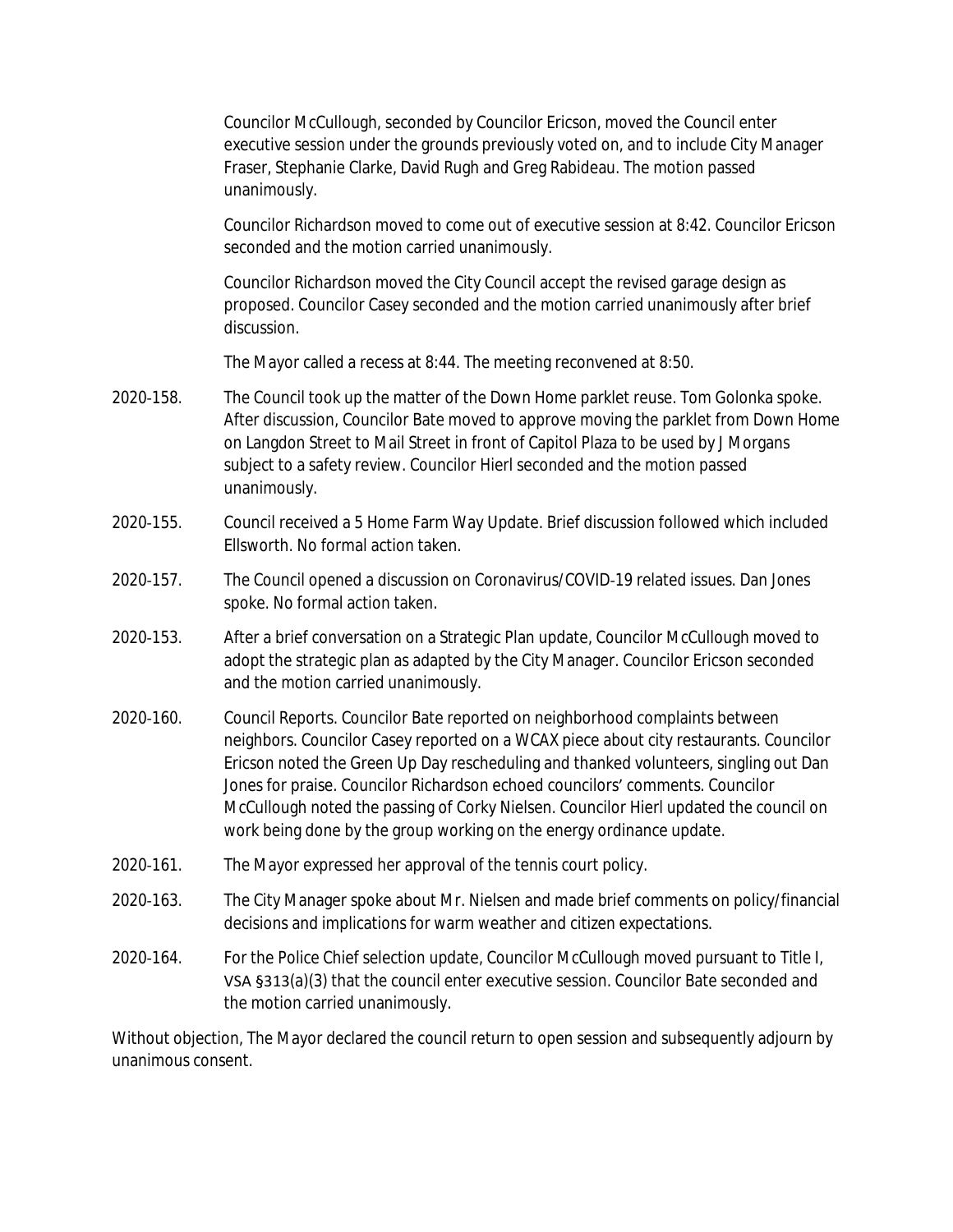Councilor McCullough, seconded by Councilor Ericson, moved the Council enter executive session under the grounds previously voted on, and to include City Manager Fraser, Stephanie Clarke, David Rugh and Greg Rabideau. The motion passed unanimously.

Councilor Richardson moved to come out of executive session at 8:42. Councilor Ericson seconded and the motion carried unanimously.

Councilor Richardson moved the City Council accept the revised garage design as proposed. Councilor Casey seconded and the motion carried unanimously after brief discussion.

The Mayor called a recess at 8:44. The meeting reconvened at 8:50.

2020-158. The Council took up the matter of the Down Home parklet reuse. Tom Golonka spoke. After discussion, Councilor Bate moved to approve moving the parklet from Down Home on Langdon Street to Mail Street in front of Capitol Plaza to be used by J Morgans subject to a safety review. Councilor Hierl seconded and the motion passed unanimously.

2020-155. Council received a 5 Home Farm Way Update. Brief discussion followed which included Ellsworth. No formal action taken.

2020-157. The Council opened a discussion on Coronavirus/COVID-19 related issues. Dan Jones spoke. No formal action taken.

2020-153. After a brief conversation on a Strategic Plan update, Councilor McCullough moved to adopt the strategic plan as adapted by the City Manager. Councilor Ericson seconded and the motion carried unanimously.

2020-160. Council Reports. Councilor Bate reported on neighborhood complaints between neighbors. Councilor Casey reported on a WCAX piece about city restaurants. Councilor Ericson noted the Green Up Day rescheduling and thanked volunteers, singling out Dan Jones for praise. Councilor Richardson echoed councilors' comments. Councilor McCullough noted the passing of Corky Nielsen. Councilor Hierl updated the council on work being done by the group working on the energy ordinance update.

2020-161. The Mayor expressed her approval of the tennis court policy.

2020-163. The City Manager spoke about Mr. Nielsen and made brief comments on policy/financial decisions and implications for warm weather and citizen expectations.

2020-164. For the Police Chief selection update, Councilor McCullough moved pursuant to Title I, VSA §313(a)(3) that the council enter executive session. Councilor Bate seconded and the motion carried unanimously.

Without objection, The Mayor declared the council return to open session and subsequently adjourn by unanimous consent.